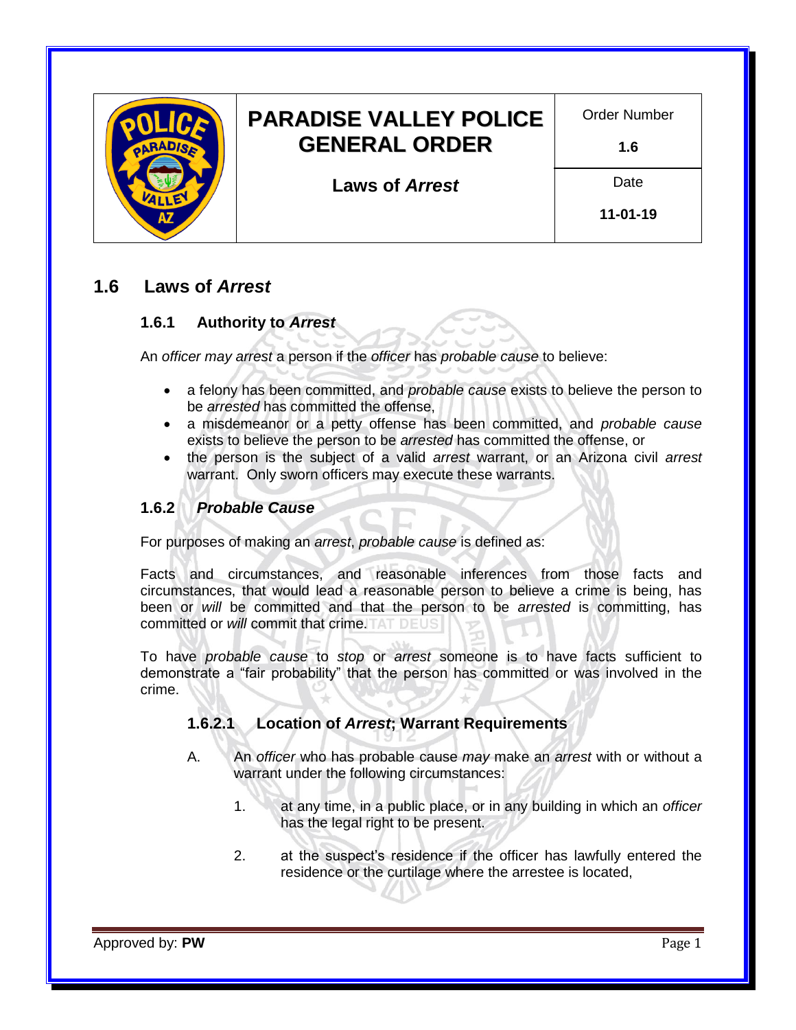| | PARADISE VALLEY POLICE GENERAL ORDER | Order Number |
|---|---|---|
| | | 1.6 |
| | Laws of *Arrest* | Date |
| | | 11-01-19 |

# 1.6 Laws of *Arrest*

## 1.6.1 Authority to *Arrest*

An *officer may arrest* a person if the *officer* has *probable cause* to believe:

- a felony has been committed, and *probable cause* exists to believe the person to be *arrested* has committed the offense,
- a misdemeanor or a petty offense has been committed, and *probable cause* exists to believe the person to be *arrested* has committed the offense, or
- the person is the subject of a valid *arrest* warrant, or an Arizona civil *arrest* warrant. Only sworn officers may execute these warrants.

## 1.6.2 *Probable Cause*

For purposes of making an *arrest*, *probable cause* is defined as:

Facts and circumstances, and reasonable inferences from those facts and circumstances, that would lead a reasonable person to believe a crime is being, has been or *will* be committed and that the person to be *arrested* is committing, has committed or *will* commit that crime.

To have *probable cause* to *stop* or *arrest* someone is to have facts sufficient to demonstrate a "fair probability" that the person has committed or was involved in the crime.

### 1.6.2.1 Location of *Arrest*; Warrant Requirements

A. An *officer* who has probable cause *may* make an *arrest* with or without a warrant under the following circumstances:

1. at any time, in a public place, or in any building in which an *officer* has the legal right to be present.

2. at the suspect's residence if the officer has lawfully entered the residence or the curtilage where the arrestee is located,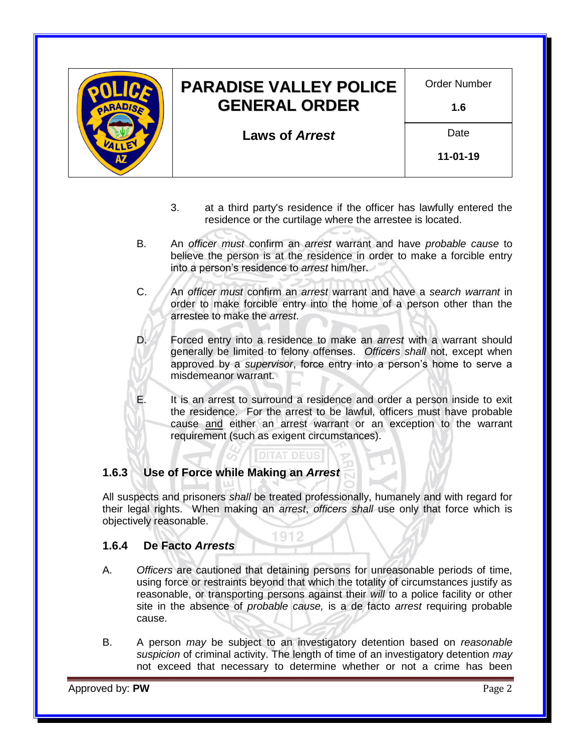3. at a third party's residence if the officer has lawfully entered the residence or the curtilage where the arrestee is located.

B. An *officer must* confirm an *arrest* warrant and have *probable cause* to believe the person is at the residence in order to make a forcible entry into a person's residence to *arrest* him/her.

C. An *officer must* confirm an *arrest* warrant and have a *search warrant* in order to make forcible entry into the home of a person other than the arrestee to make the *arrest*.

D. Forced entry into a residence to make an *arrest* with a warrant should generally be limited to felony offenses. *Officers shall* not, except when approved by a *supervisor*, force entry into a person's home to serve a misdemeanor warrant.

E. It is an arrest to surround a residence and order a person inside to exit the residence. For the arrest to be lawful, officers must have probable cause <u>and</u> either an arrest warrant or an exception to the warrant requirement (such as exigent circumstances).

### 1.6.3 Use of Force while Making an *Arrest*

All suspects and prisoners *shall* be treated professionally, humanely and with regard for their legal rights. When making an *arrest*, *officers shall* use only that force which is objectively reasonable.

### 1.6.4 De Facto *Arrests*

A. *Officers* are cautioned that detaining persons for unreasonable periods of time, using force or restraints beyond that which the totality of circumstances justify as reasonable, or transporting persons against their *will* to a police facility or other site in the absence of *probable cause,* is a de facto *arrest* requiring probable cause.

B. A person *may* be subject to an investigatory detention based on *reasonable suspicion* of criminal activity. The length of time of an investigatory detention *may* not exceed that necessary to determine whether or not a crime has been

Approved by: **PW**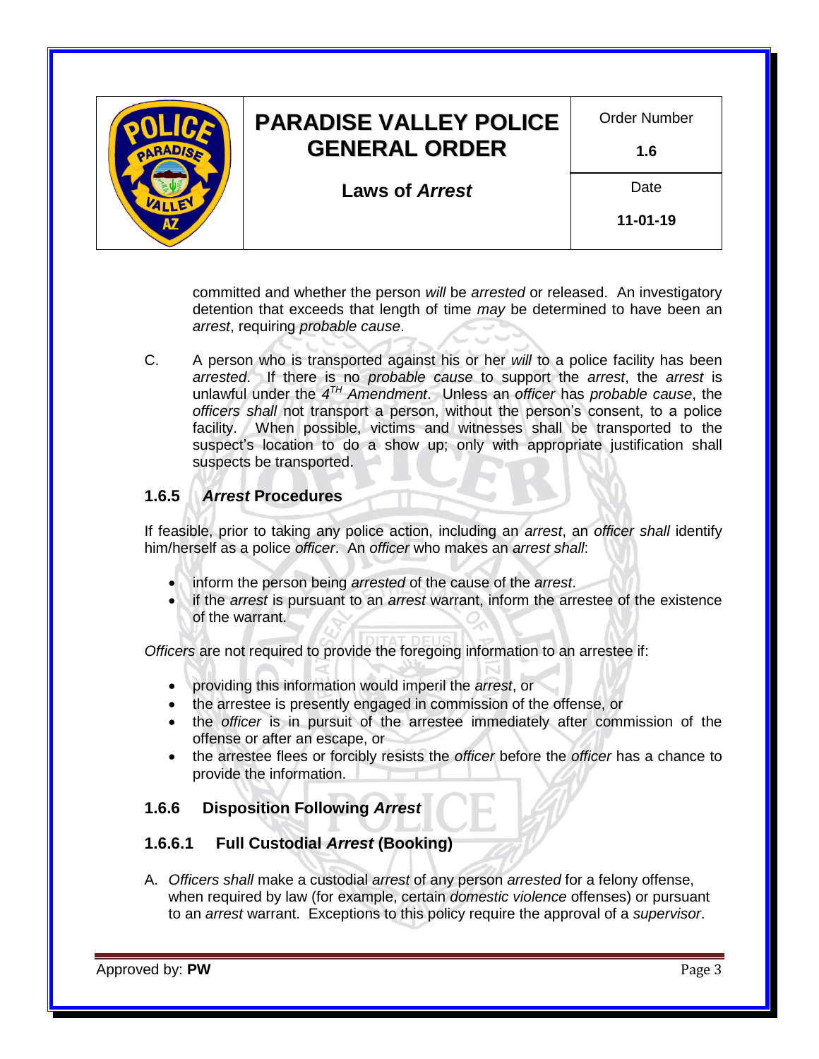committed and whether the person *will* be *arrested* or released. An investigatory detention that exceeds that length of time *may* be determined to have been an *arrest*, requiring *probable cause*.

C. A person who is transported against his or her *will* to a police facility has been *arrested*. If there is no *probable cause* to support the *arrest*, the *arrest* is unlawful under the *4TH Amendment*. Unless an *officer* has *probable cause*, the *officers shall* not transport a person, without the person's consent, to a police facility. When possible, victims and witnesses shall be transported to the suspect's location to do a show up; only with appropriate justification shall suspects be transported.

### 1.6.5 *Arrest* Procedures

If feasible, prior to taking any police action, including an *arrest*, an *officer shall* identify him/herself as a police *officer*. An *officer* who makes an *arrest shall*:

- inform the person being *arrested* of the cause of the *arrest*.
- if the *arrest* is pursuant to an *arrest* warrant, inform the arrestee of the existence of the warrant.

*Officers* are not required to provide the foregoing information to an arrestee if:

- providing this information would imperil the *arrest*, or
- the arrestee is presently engaged in commission of the offense, or
- the *officer* is in pursuit of the arrestee immediately after commission of the offense or after an escape, or
- the arrestee flees or forcibly resists the *officer* before the *officer* has a chance to provide the information.

### 1.6.6 Disposition Following *Arrest*

#### 1.6.6.1 Full Custodial *Arrest* (Booking)

A. *Officers shall* make a custodial *arrest* of any person *arrested* for a felony offense, when required by law (for example, certain *domestic violence* offenses) or pursuant to an *arrest* warrant. Exceptions to this policy require the approval of a *supervisor*.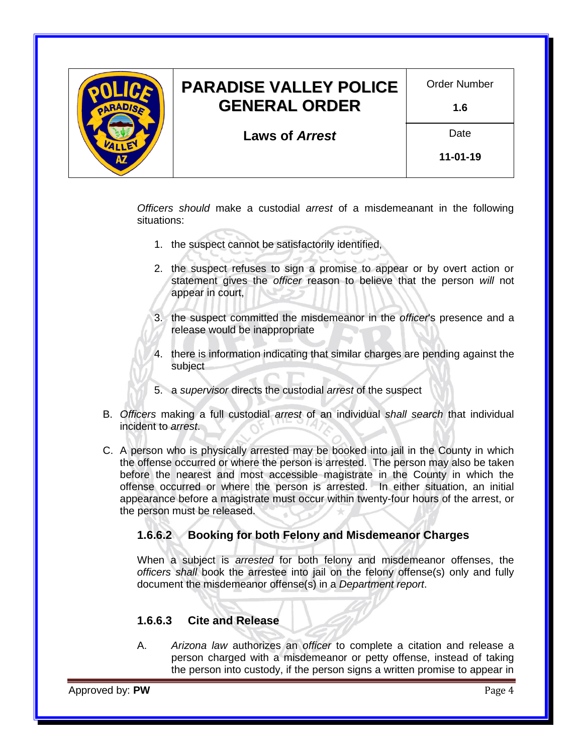*Officers should* make a custodial *arrest* of a misdemeanant in the following situations:

1. the suspect cannot be satisfactorily identified,
2. the suspect refuses to sign a promise to appear or by overt action or statement gives the *officer* reason to believe that the person *will* not appear in court,
3. the suspect committed the misdemeanor in the *officer*'s presence and a release would be inappropriate
4. there is information indicating that similar charges are pending against the subject
5. a *supervisor* directs the custodial *arrest* of the suspect

B. *Officers* making a full custodial *arrest* of an individual *shall search* that individual incident to *arrest*.

C. A person who is physically arrested may be booked into jail in the County in which the offense occurred or where the person is arrested. The person may also be taken before the nearest and most accessible magistrate in the County in which the offense occurred or where the person is arrested. In either situation, an initial appearance before a magistrate must occur within twenty-four hours of the arrest, or the person must be released.

### 1.6.6.2 Booking for both Felony and Misdemeanor Charges

When a subject is *arrested* for both felony and misdemeanor offenses, the *officers shall* book the arrestee into jail on the felony offense(s) only and fully document the misdemeanor offense(s) in a *Department report*.

### 1.6.6.3 Cite and Release

A. *Arizona law* authorizes an *officer* to complete a citation and release a person charged with a misdemeanor or petty offense, instead of taking the person into custody, if the person signs a written promise to appear in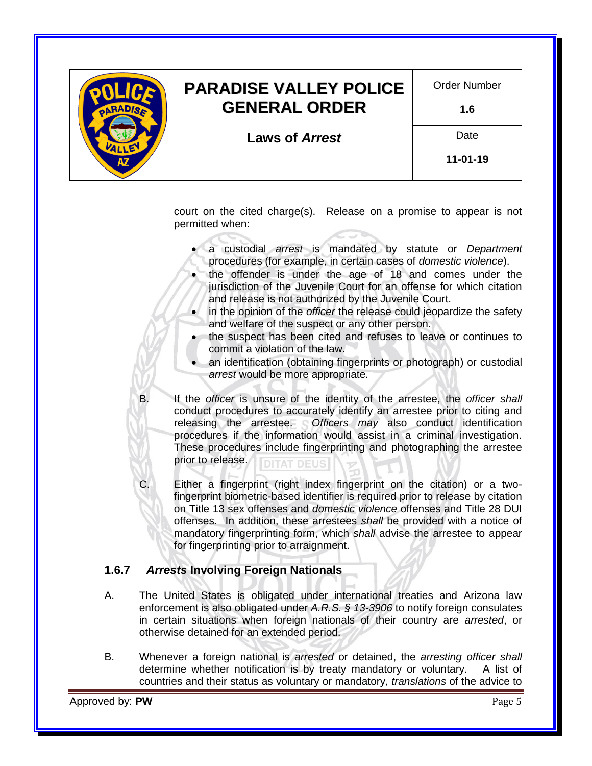court on the cited charge(s). Release on a promise to appear is not permitted when:

- a custodial *arrest* is mandated by statute or *Department* procedures (for example, in certain cases of *domestic violence*).
- the offender is under the age of 18 and comes under the jurisdiction of the Juvenile Court for an offense for which citation and release is not authorized by the Juvenile Court.
- in the opinion of the *officer* the release could jeopardize the safety and welfare of the suspect or any other person.
- the suspect has been cited and refuses to leave or continues to commit a violation of the law.
- an identification (obtaining fingerprints or photograph) or custodial *arrest* would be more appropriate.

B. If the *officer* is unsure of the identity of the arrestee, the *officer shall* conduct procedures to accurately identify an arrestee prior to citing and releasing the arrestee. *Officers may* also conduct identification procedures if the information would assist in a criminal investigation. These procedures include fingerprinting and photographing the arrestee prior to release.

C. Either a fingerprint (right index fingerprint on the citation) or a two-fingerprint biometric-based identifier is required prior to release by citation on Title 13 sex offenses and *domestic violence* offenses and Title 28 DUI offenses. In addition, these arrestees *shall* be provided with a notice of mandatory fingerprinting form, which *shall* advise the arrestee to appear for fingerprinting prior to arraignment.

### 1.6.7 *Arrests* Involving Foreign Nationals

A. The United States is obligated under international treaties and Arizona law enforcement is also obligated under *A.R.S. § 13-3906* to notify foreign consulates in certain situations when foreign nationals of their country are *arrested*, or otherwise detained for an extended period.

B. Whenever a foreign national is *arrested* or detained, the *arresting officer shall* determine whether notification is by treaty mandatory or voluntary. A list of countries and their status as voluntary or mandatory, *translations* of the advice to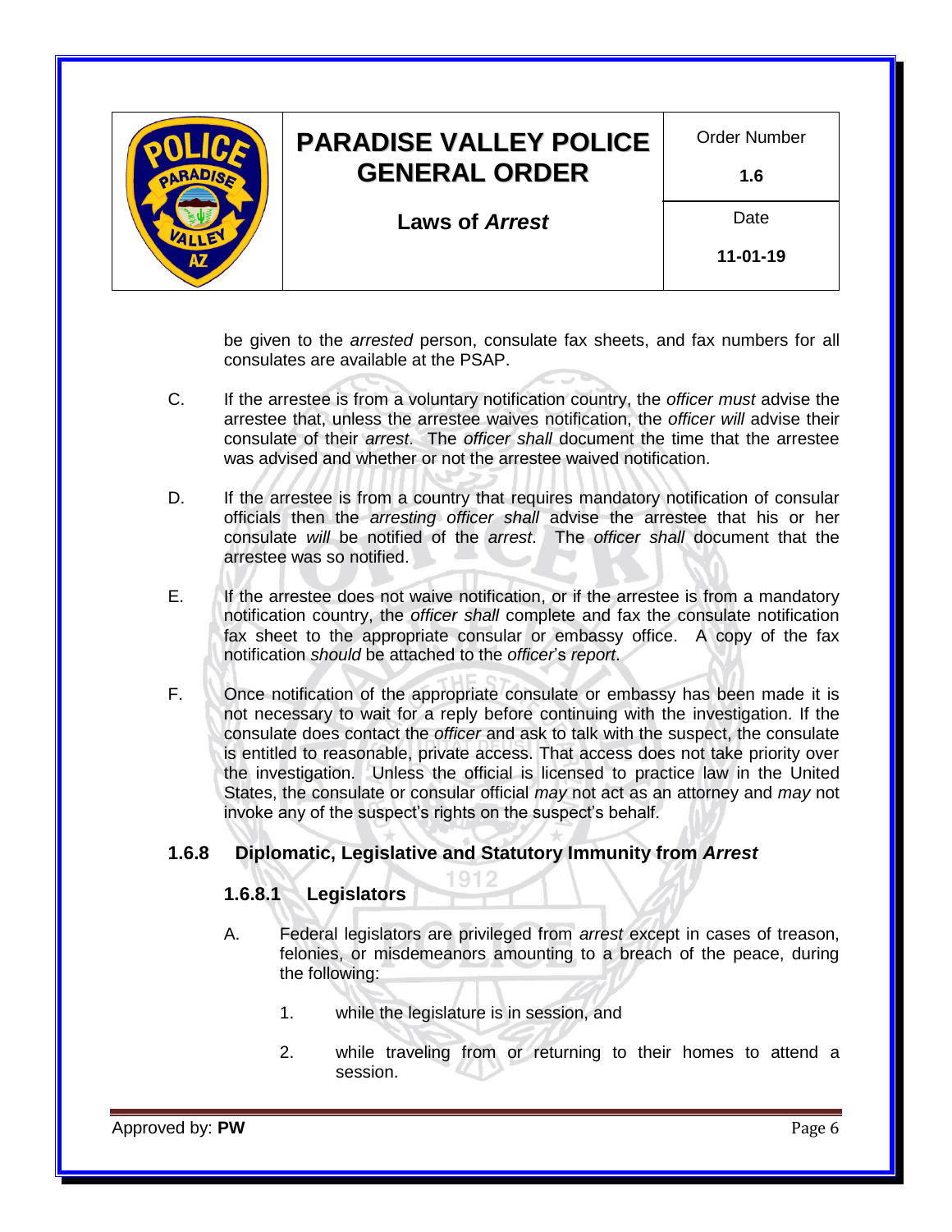be given to the *arrested* person, consulate fax sheets, and fax numbers for all consulates are available at the PSAP.

C. If the arrestee is from a voluntary notification country, the *officer must* advise the arrestee that, unless the arrestee waives notification, the *officer will* advise their consulate of their *arrest*. The *officer shall* document the time that the arrestee was advised and whether or not the arrestee waived notification.

D. If the arrestee is from a country that requires mandatory notification of consular officials then the *arresting officer shall* advise the arrestee that his or her consulate *will* be notified of the *arrest*. The *officer shall* document that the arrestee was so notified.

E. If the arrestee does not waive notification, or if the arrestee is from a mandatory notification country, the *officer shall* complete and fax the consulate notification fax sheet to the appropriate consular or embassy office. A copy of the fax notification *should* be attached to the *officer's report*.

F. Once notification of the appropriate consulate or embassy has been made it is not necessary to wait for a reply before continuing with the investigation. If the consulate does contact the *officer* and ask to talk with the suspect, the consulate is entitled to reasonable, private access. That access does not take priority over the investigation. Unless the official is licensed to practice law in the United States, the consulate or consular official *may* not act as an attorney and *may* not invoke any of the suspect's rights on the suspect's behalf.

## 1.6.8 Diplomatic, Legislative and Statutory Immunity from *Arrest*

### 1.6.8.1 Legislators

A. Federal legislators are privileged from *arrest* except in cases of treason, felonies, or misdemeanors amounting to a breach of the peace, during the following:

1. while the legislature is in session, and

2. while traveling from or returning to their homes to attend a session.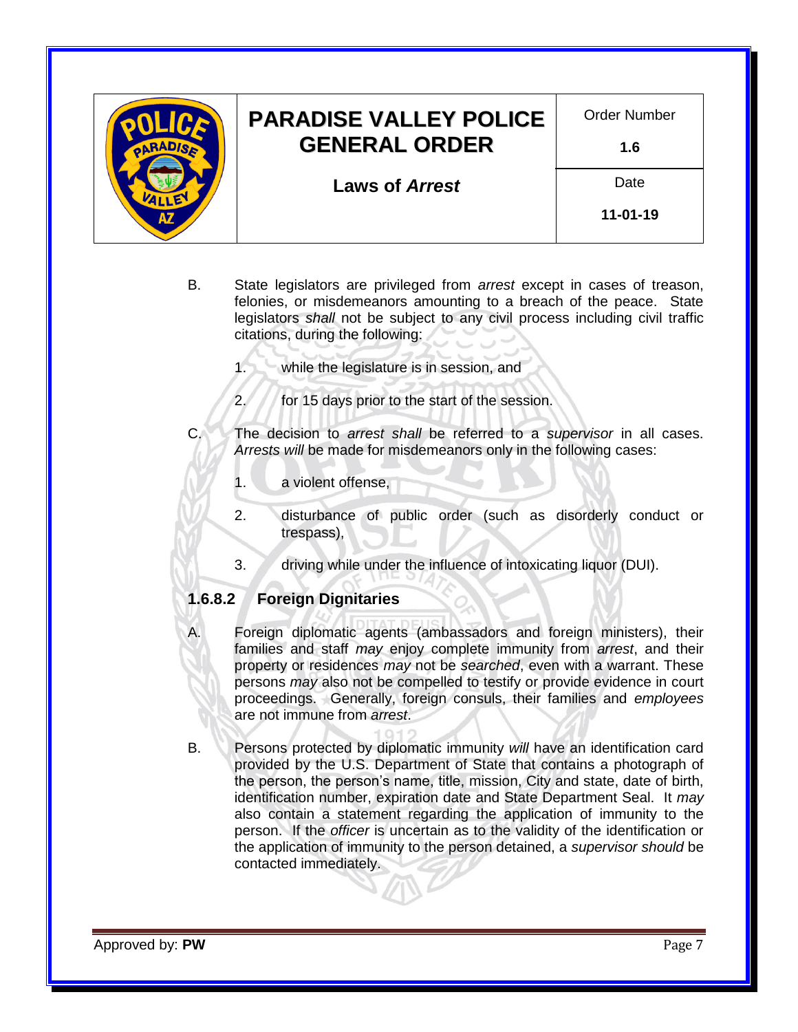B. State legislators are privileged from *arrest* except in cases of treason, felonies, or misdemeanors amounting to a breach of the peace. State legislators *shall* not be subject to any civil process including civil traffic citations, during the following:

1. while the legislature is in session, and
2. for 15 days prior to the start of the session.

C. The decision to *arrest shall* be referred to a *supervisor* in all cases. *Arrests will* be made for misdemeanors only in the following cases:

1. a violent offense,
2. disturbance of public order (such as disorderly conduct or trespass),
3. driving while under the influence of intoxicating liquor (DUI).

### 1.6.8.2 Foreign Dignitaries

A. Foreign diplomatic agents (ambassadors and foreign ministers), their families and staff *may* enjoy complete immunity from *arrest*, and their property or residences *may* not be *searched*, even with a warrant. These persons *may* also not be compelled to testify or provide evidence in court proceedings. Generally, foreign consuls, their families and *employees* are not immune from *arrest*.

B. Persons protected by diplomatic immunity *will* have an identification card provided by the U.S. Department of State that contains a photograph of the person, the person's name, title, mission, City and state, date of birth, identification number, expiration date and State Department Seal. It *may* also contain a statement regarding the application of immunity to the person. If the *officer* is uncertain as to the validity of the identification or the application of immunity to the person detained, a *supervisor should* be contacted immediately.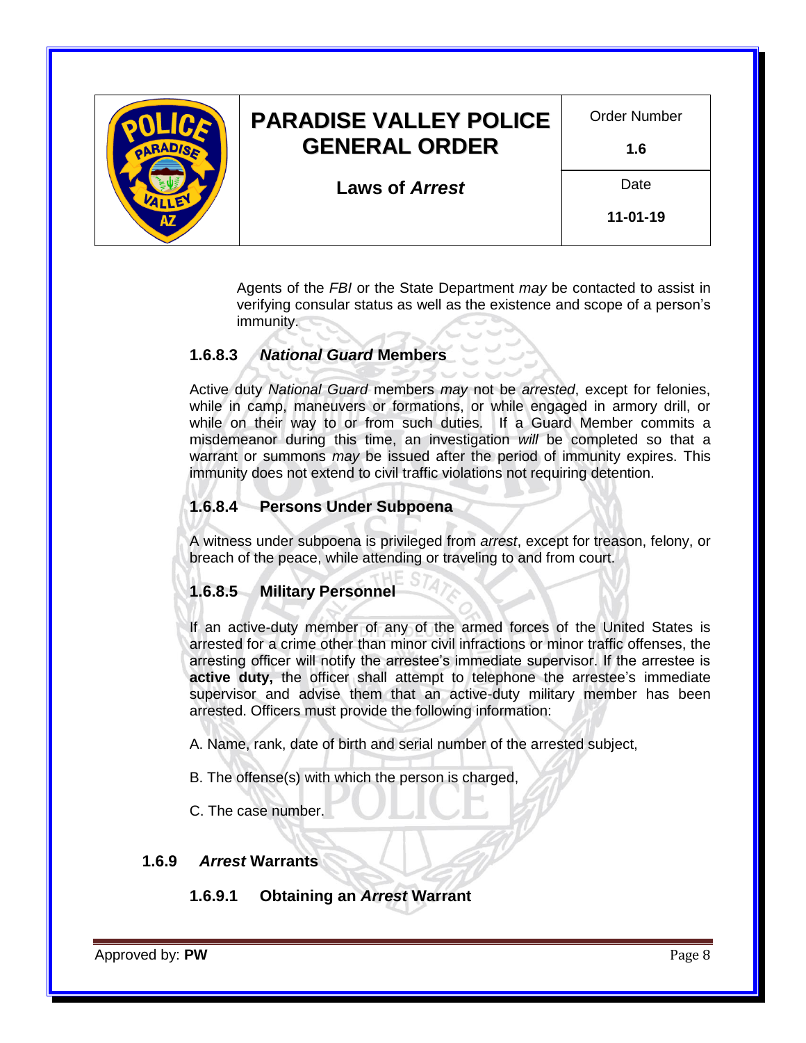Agents of the *FBI* or the State Department *may* be contacted to assist in verifying consular status as well as the existence and scope of a person's immunity.

#### 1.6.8.3 *National Guard* Members

Active duty *National Guard* members *may* not be *arrested*, except for felonies, while in camp, maneuvers or formations, or while engaged in armory drill, or while on their way to or from such duties. If a Guard Member commits a misdemeanor during this time, an investigation *will* be completed so that a warrant or summons *may* be issued after the period of immunity expires. This immunity does not extend to civil traffic violations not requiring detention.

#### 1.6.8.4 Persons Under Subpoena

A witness under subpoena is privileged from *arrest*, except for treason, felony, or breach of the peace, while attending or traveling to and from court.

#### 1.6.8.5 Military Personnel

If an active-duty member of any of the armed forces of the United States is arrested for a crime other than minor civil infractions or minor traffic offenses, the arresting officer will notify the arrestee's immediate supervisor. If the arrestee is **active duty,** the officer shall attempt to telephone the arrestee's immediate supervisor and advise them that an active-duty military member has been arrested. Officers must provide the following information:

A. Name, rank, date of birth and serial number of the arrested subject,

B. The offense(s) with which the person is charged,

C. The case number.

### 1.6.9 *Arrest* Warrants

#### 1.6.9.1 Obtaining an *Arrest* Warrant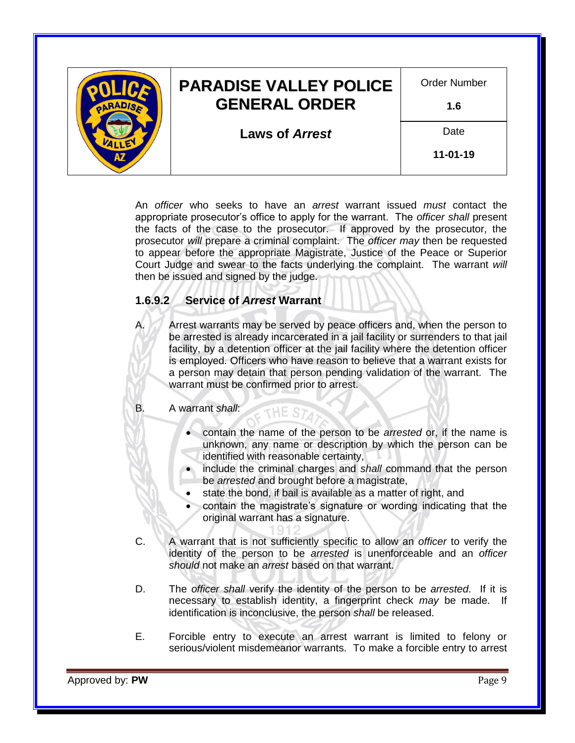An *officer* who seeks to have an *arrest* warrant issued *must* contact the appropriate prosecutor's office to apply for the warrant. The *officer shall* present the facts of the case to the prosecutor. If approved by the prosecutor, the prosecutor *will* prepare a criminal complaint. The *officer may* then be requested to appear before the appropriate Magistrate, Justice of the Peace or Superior Court Judge and swear to the facts underlying the complaint. The warrant *will* then be issued and signed by the judge.

### 1.6.9.2 Service of *Arrest* Warrant

A. Arrest warrants may be served by peace officers and, when the person to be arrested is already incarcerated in a jail facility or surrenders to that jail facility, by a detention officer at the jail facility where the detention officer is employed. Officers who have reason to believe that a warrant exists for a person may detain that person pending validation of the warrant. The warrant must be confirmed prior to arrest.

B. A warrant *shall*:

- contain the name of the person to be *arrested* or, if the name is unknown, any name or description by which the person can be identified with reasonable certainty,
- include the criminal charges and *shall* command that the person be *arrested* and brought before a magistrate,
- state the bond, if bail is available as a matter of right, and
- contain the magistrate's signature or wording indicating that the original warrant has a signature.

C. A warrant that is not sufficiently specific to allow an *officer* to verify the identity of the person to be *arrested* is unenforceable and an *officer should* not make an *arrest* based on that warrant.

D. The *officer shall* verify the identity of the person to be *arrested*. If it is necessary to establish identity, a fingerprint check *may* be made. If identification is inconclusive, the person *shall* be released.

E. Forcible entry to execute an arrest warrant is limited to felony or serious/violent misdemeanor warrants. To make a forcible entry to arrest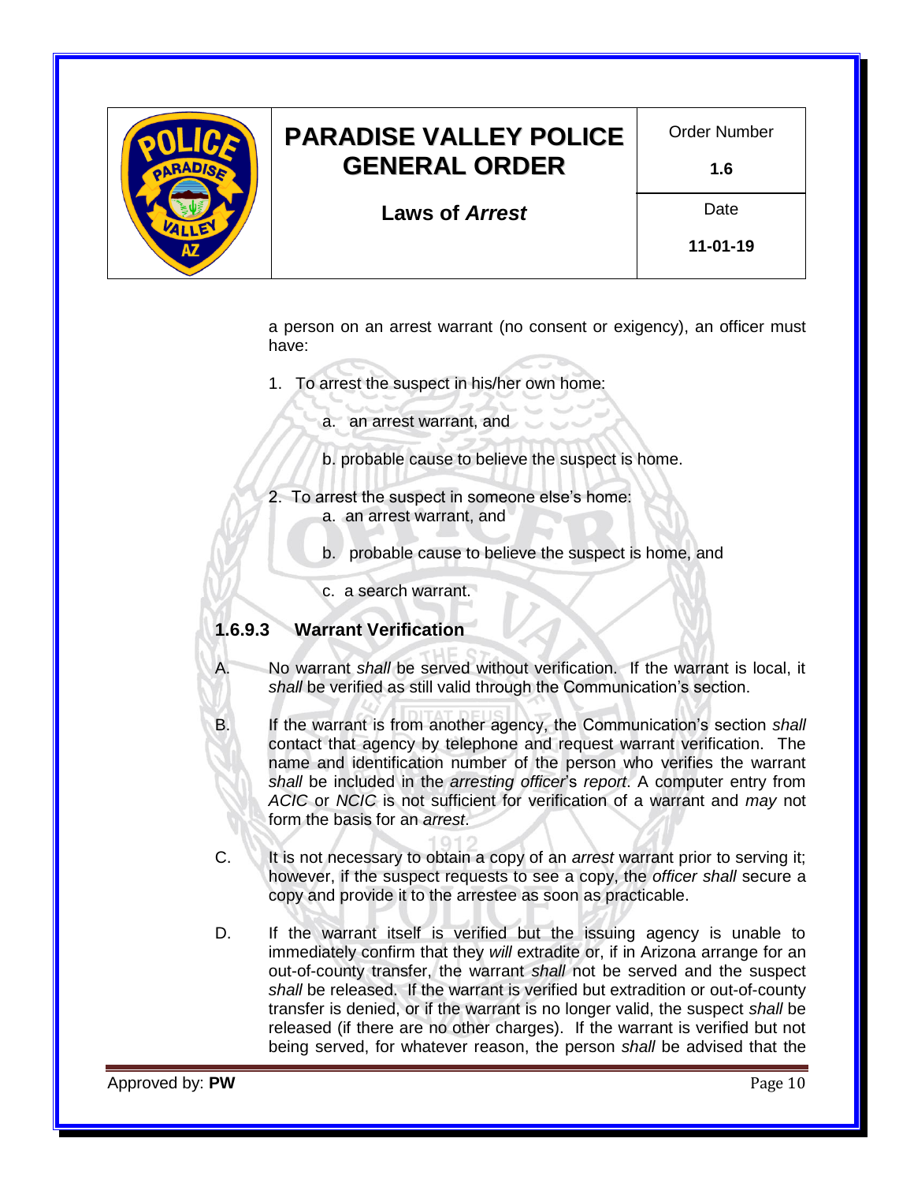a person on an arrest warrant (no consent or exigency), an officer must have:

1. To arrest the suspect in his/her own home:
   a. an arrest warrant, and
   b. probable cause to believe the suspect is home.
2. To arrest the suspect in someone else's home:
   a. an arrest warrant, and
   b. probable cause to believe the suspect is home, and
   c. a search warrant.

### 1.6.9.3 Warrant Verification

A. No warrant *shall* be served without verification. If the warrant is local, it *shall* be verified as still valid through the Communication's section.

B. If the warrant is from another agency, the Communication's section *shall* contact that agency by telephone and request warrant verification. The name and identification number of the person who verifies the warrant *shall* be included in the *arresting officer*'s *report*. A computer entry from *ACIC* or *NCIC* is not sufficient for verification of a warrant and *may* not form the basis for an *arrest*.

C. It is not necessary to obtain a copy of an *arrest* warrant prior to serving it; however, if the suspect requests to see a copy, the *officer shall* secure a copy and provide it to the arrestee as soon as practicable.

D. If the warrant itself is verified but the issuing agency is unable to immediately confirm that they *will* extradite or, if in Arizona arrange for an out-of-county transfer, the warrant *shall* not be served and the suspect *shall* be released. If the warrant is verified but extradition or out-of-county transfer is denied, or if the warrant is no longer valid, the suspect *shall* be released (if there are no other charges). If the warrant is verified but not being served, for whatever reason, the person *shall* be advised that the

Approved by: **PW**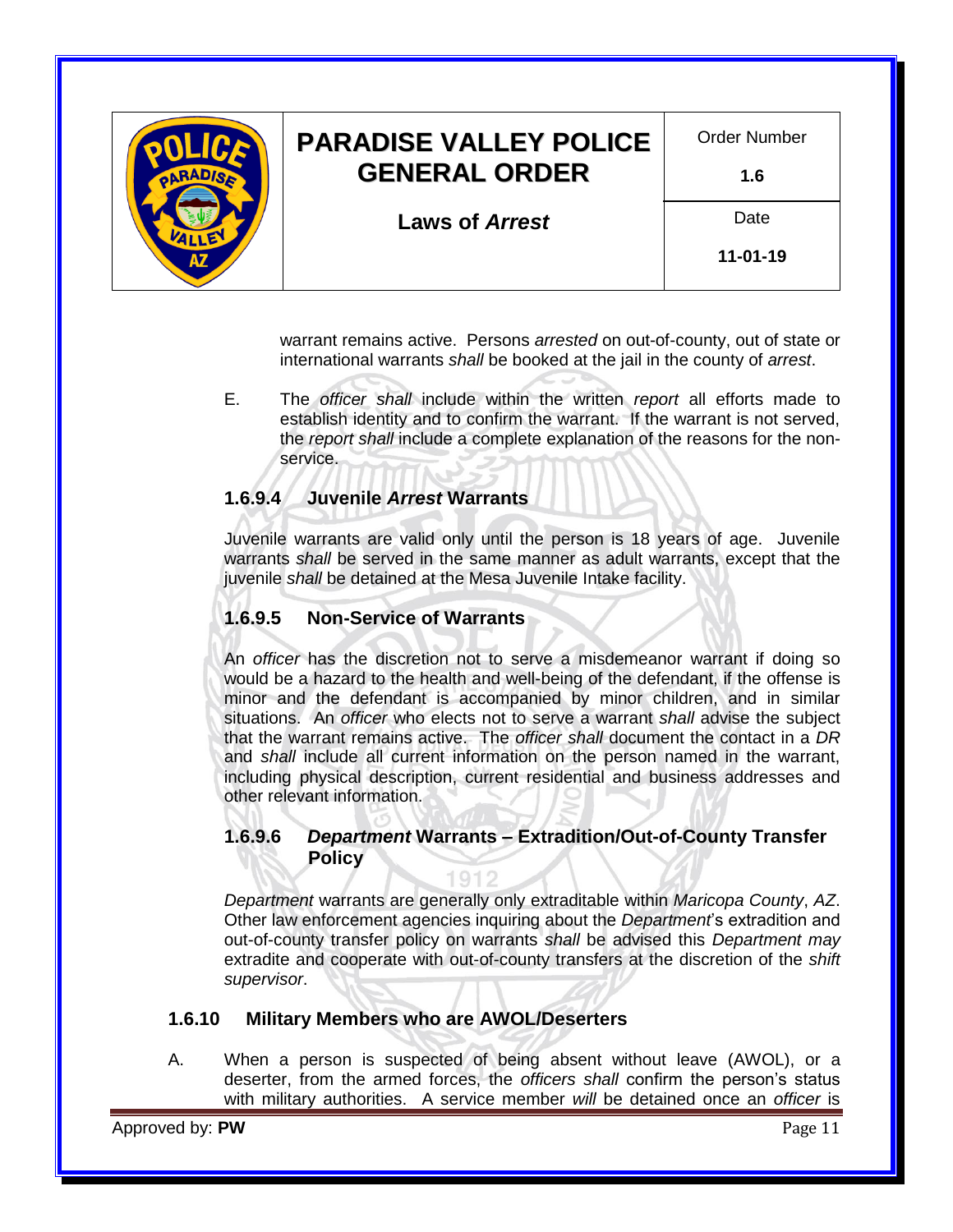warrant remains active. Persons *arrested* on out-of-county, out of state or international warrants *shall* be booked at the jail in the county of *arrest*.

E. The *officer shall* include within the written *report* all efforts made to establish identity and to confirm the warrant. If the warrant is not served, the *report shall* include a complete explanation of the reasons for the non-service.

### 1.6.9.4 Juvenile *Arrest* Warrants

Juvenile warrants are valid only until the person is 18 years of age. Juvenile warrants *shall* be served in the same manner as adult warrants, except that the juvenile *shall* be detained at the Mesa Juvenile Intake facility.

### 1.6.9.5 Non-Service of Warrants

An *officer* has the discretion not to serve a misdemeanor warrant if doing so would be a hazard to the health and well-being of the defendant, if the offense is minor and the defendant is accompanied by minor children, and in similar situations. An *officer* who elects not to serve a warrant *shall* advise the subject that the warrant remains active. The *officer shall* document the contact in a *DR* and *shall* include all current information on the person named in the warrant, including physical description, current residential and business addresses and other relevant information.

### 1.6.9.6 *Department* Warrants – Extradition/Out-of-County Transfer Policy

*Department* warrants are generally only extraditable within *Maricopa County*, *AZ*. Other law enforcement agencies inquiring about the *Department*'s extradition and out-of-county transfer policy on warrants *shall* be advised this *Department may* extradite and cooperate with out-of-county transfers at the discretion of the *shift supervisor*.

## 1.6.10 Military Members who are AWOL/Deserters

A. When a person is suspected of being absent without leave (AWOL), or a deserter, from the armed forces, the *officers shall* confirm the person's status with military authorities. A service member *will* be detained once an *officer* is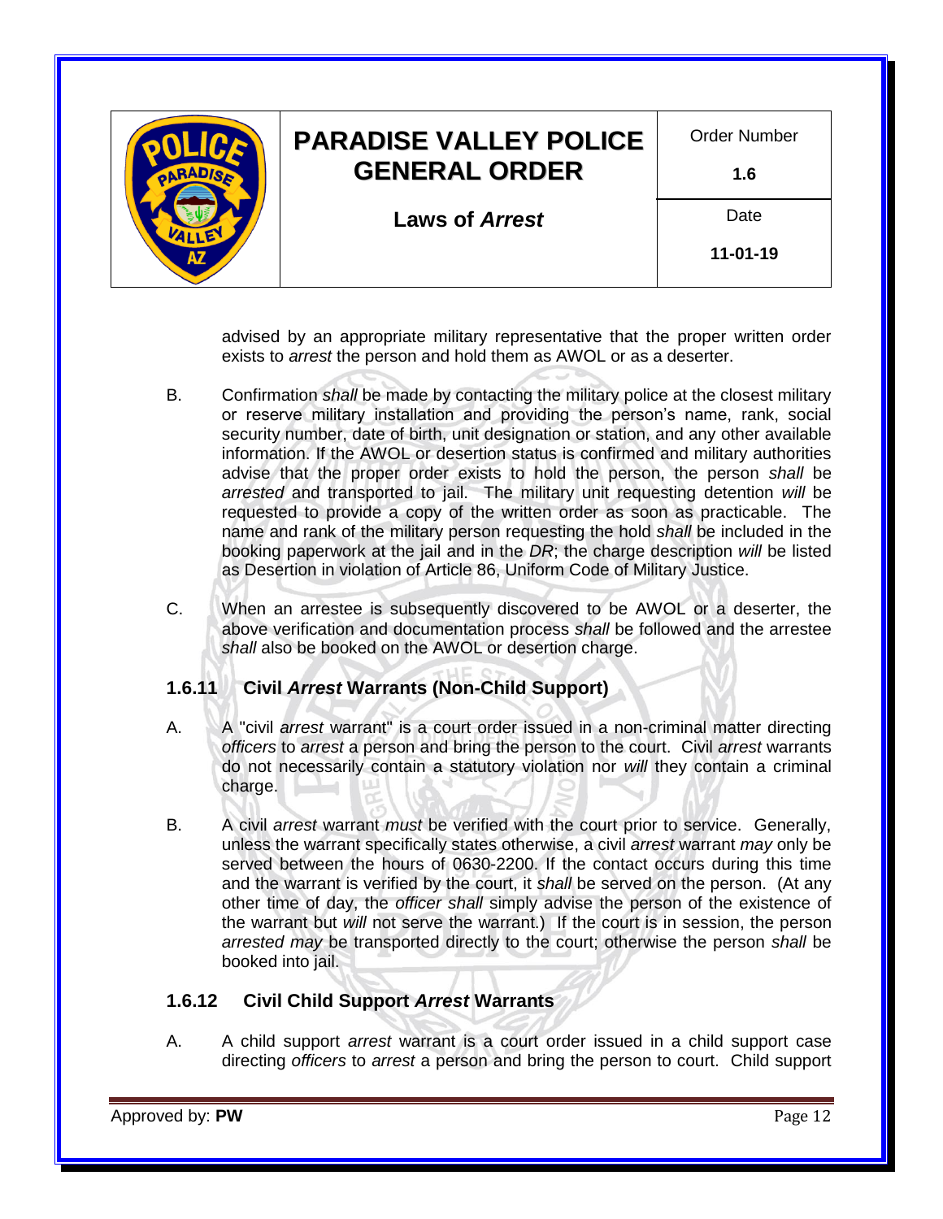advised by an appropriate military representative that the proper written order exists to *arrest* the person and hold them as AWOL or as a deserter.

B. Confirmation *shall* be made by contacting the military police at the closest military or reserve military installation and providing the person's name, rank, social security number, date of birth, unit designation or station, and any other available information. If the AWOL or desertion status is confirmed and military authorities advise that the proper order exists to hold the person, the person *shall* be *arrested* and transported to jail. The military unit requesting detention *will* be requested to provide a copy of the written order as soon as practicable. The name and rank of the military person requesting the hold *shall* be included in the booking paperwork at the jail and in the *DR*; the charge description *will* be listed as Desertion in violation of Article 86, Uniform Code of Military Justice.

C. When an arrestee is subsequently discovered to be AWOL or a deserter, the above verification and documentation process *shall* be followed and the arrestee *shall* also be booked on the AWOL or desertion charge.

### 1.6.11 Civil *Arrest* Warrants (Non-Child Support)

A. A "civil *arrest* warrant" is a court order issued in a non-criminal matter directing *officers* to *arrest* a person and bring the person to the court. Civil *arrest* warrants do not necessarily contain a statutory violation nor *will* they contain a criminal charge.

B. A civil *arrest* warrant *must* be verified with the court prior to service. Generally, unless the warrant specifically states otherwise, a civil *arrest* warrant *may* only be served between the hours of 0630-2200. If the contact occurs during this time and the warrant is verified by the court, it *shall* be served on the person. (At any other time of day, the *officer shall* simply advise the person of the existence of the warrant but *will* not serve the warrant.) If the court is in session, the person *arrested may* be transported directly to the court; otherwise the person *shall* be booked into jail.

### 1.6.12 Civil Child Support *Arrest* Warrants

A. A child support *arrest* warrant is a court order issued in a child support case directing *officers* to *arrest* a person and bring the person to court. Child support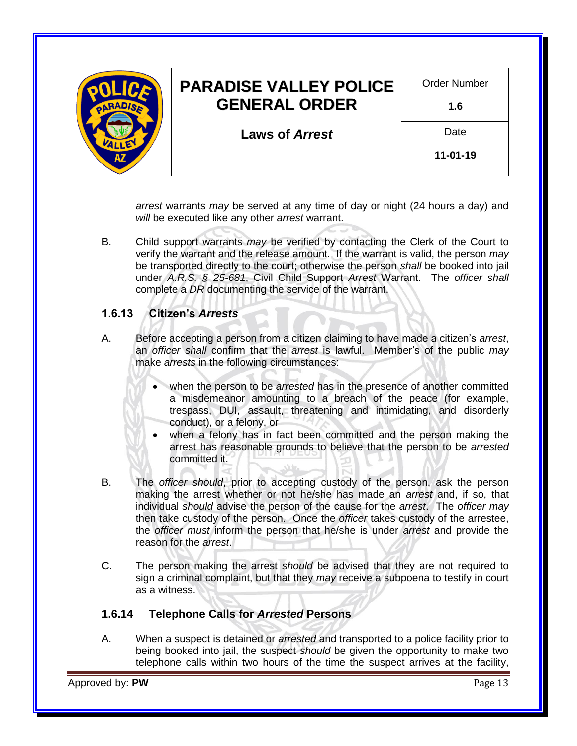*arrest* warrants *may* be served at any time of day or night (24 hours a day) and *will* be executed like any other *arrest* warrant.

B. Child support warrants *may* be verified by contacting the Clerk of the Court to verify the warrant and the release amount. If the warrant is valid, the person *may* be transported directly to the court; otherwise the person *shall* be booked into jail under *A.R.S. § 25-681*, Civil Child Support *Arrest* Warrant. The *officer shall* complete a *DR* documenting the service of the warrant.

### 1.6.13 Citizen's *Arrests*

A. Before accepting a person from a citizen claiming to have made a citizen's *arrest*, an *officer shall* confirm that the *arrest* is lawful. Member's of the public *may* make *arrests* in the following circumstances:

- when the person to be *arrested* has in the presence of another committed a misdemeanor amounting to a breach of the peace (for example, trespass, DUI, assault, threatening and intimidating, and disorderly conduct), or a felony, or
- when a felony has in fact been committed and the person making the arrest has reasonable grounds to believe that the person to be *arrested* committed it.

B. The *officer should*, prior to accepting custody of the person, ask the person making the arrest whether or not he/she has made an *arrest* and, if so, that individual *should* advise the person of the cause for the *arrest*. The *officer may* then take custody of the person. Once the *officer* takes custody of the arrestee, the *officer must* inform the person that he/she is under *arrest* and provide the reason for the *arrest*.

C. The person making the arrest *should* be advised that they are not required to sign a criminal complaint, but that they *may* receive a subpoena to testify in court as a witness.

### 1.6.14 Telephone Calls for *Arrested* Persons

A. When a suspect is detained or *arrested* and transported to a police facility prior to being booked into jail, the suspect *should* be given the opportunity to make two telephone calls within two hours of the time the suspect arrives at the facility,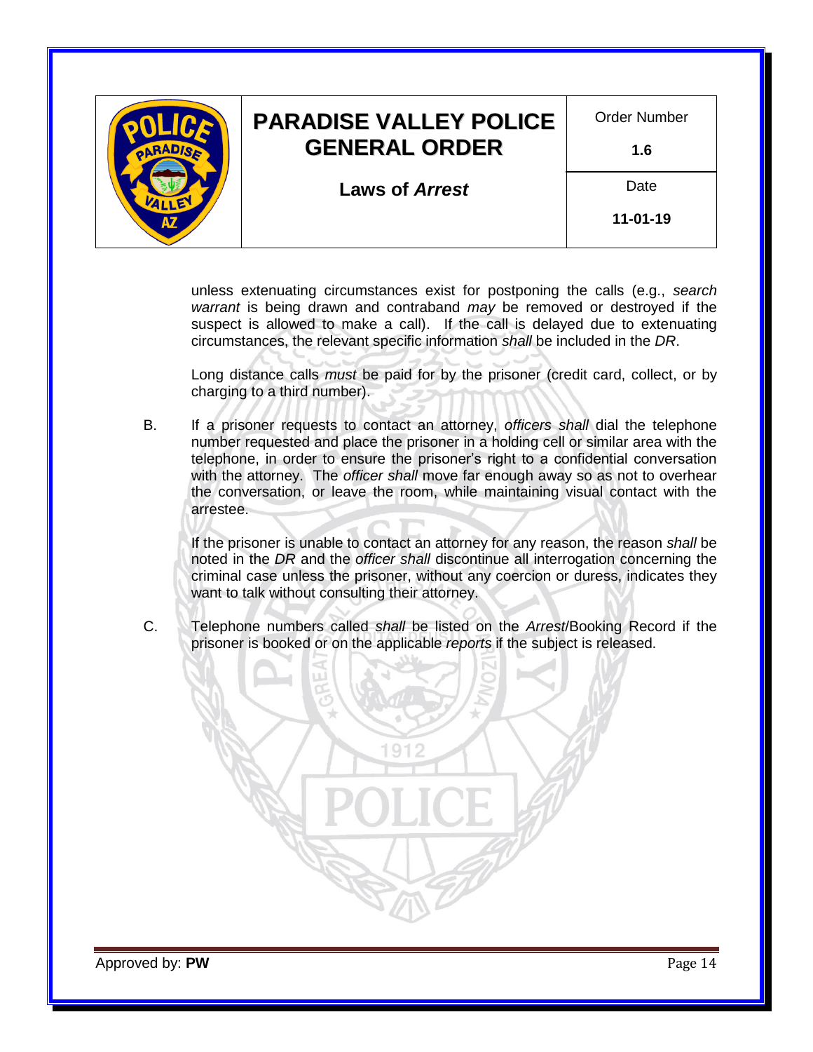unless extenuating circumstances exist for postponing the calls (e.g., *search warrant* is being drawn and contraband *may* be removed or destroyed if the suspect is allowed to make a call). If the call is delayed due to extenuating circumstances, the relevant specific information *shall* be included in the *DR*.

Long distance calls *must* be paid for by the prisoner (credit card, collect, or by charging to a third number).

B. If a prisoner requests to contact an attorney, *officers shall* dial the telephone number requested and place the prisoner in a holding cell or similar area with the telephone, in order to ensure the prisoner's right to a confidential conversation with the attorney. The *officer shall* move far enough away so as not to overhear the conversation, or leave the room, while maintaining visual contact with the arrestee.

If the prisoner is unable to contact an attorney for any reason, the reason *shall* be noted in the *DR* and the *officer shall* discontinue all interrogation concerning the criminal case unless the prisoner, without any coercion or duress, indicates they want to talk without consulting their attorney.

C. Telephone numbers called *shall* be listed on the *Arrest*/Booking Record if the prisoner is booked or on the applicable *reports* if the subject is released.

Approved by: **PW**